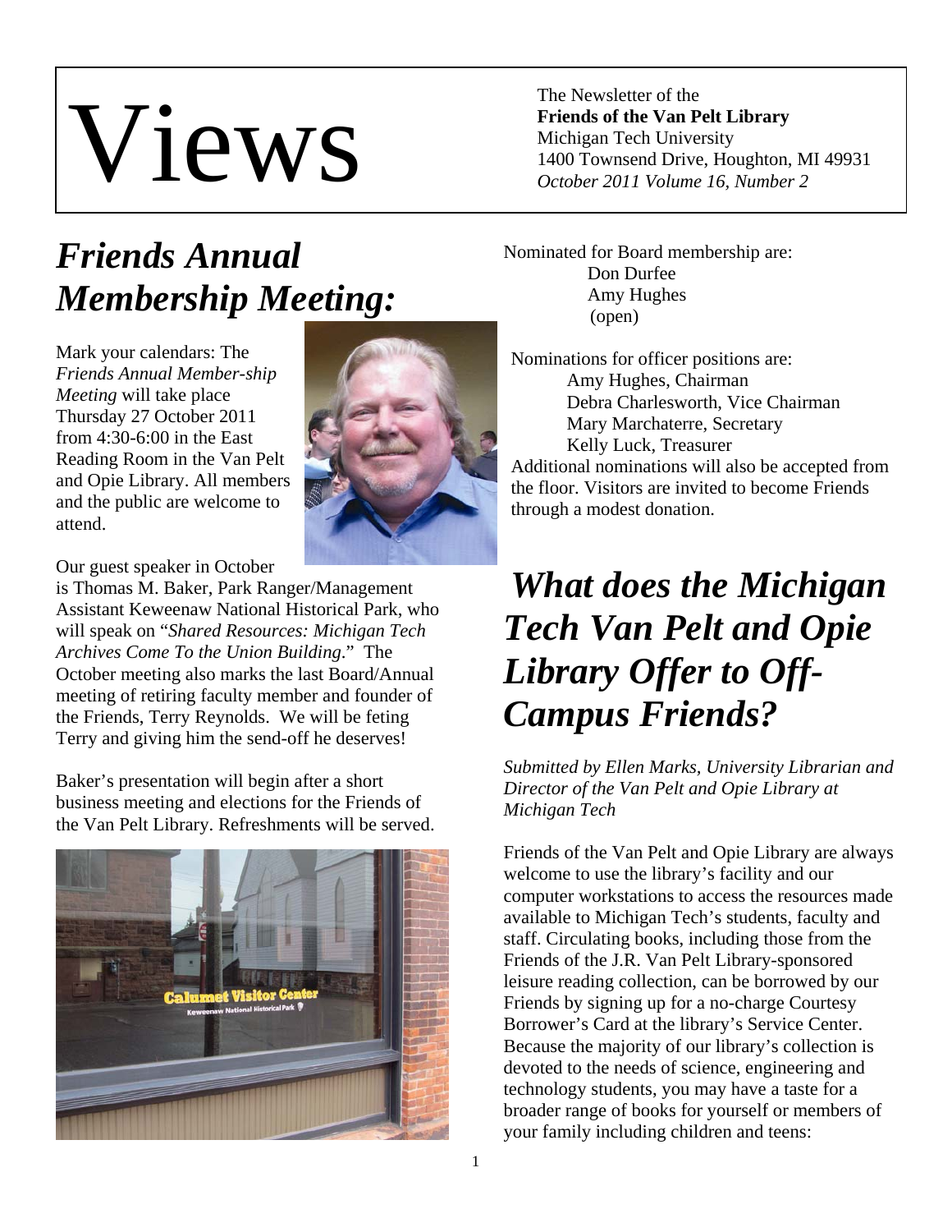# Views

The Newsletter of the
**Friends of the Van Pelt Library**
Michigan Tech University
1400 Townsend Drive, Houghton, MI 49931
*October 2011 Volume 16, Number 2*

## *Friends Annual Membership Meeting:*

Mark your calendars: The *Friends Annual Member-ship Meeting* will take place Thursday 27 October 2011 from 4:30-6:00 in the East Reading Room in the Van Pelt and Opie Library. All members and the public are welcome to attend.

Our guest speaker in October is Thomas M. Baker, Park Ranger/Management Assistant Keweenaw National Historical Park, who will speak on "*Shared Resources: Michigan Tech Archives Come To the Union Building*." The October meeting also marks the last Board/Annual meeting of retiring faculty member and founder of the Friends, Terry Reynolds. We will be feting Terry and giving him the send-off he deserves!

Baker's presentation will begin after a short business meeting and elections for the Friends of the Van Pelt Library. Refreshments will be served.

Nominated for Board membership are:

- Don Durfee
- Amy Hughes
- (open)

Nominations for officer positions are:

- Amy Hughes, Chairman
- Debra Charlesworth, Vice Chairman
- Mary Marchaterre, Secretary
- Kelly Luck, Treasurer

Additional nominations will also be accepted from the floor. Visitors are invited to become Friends through a modest donation.

## *What does the Michigan Tech Van Pelt and Opie Library Offer to Off-Campus Friends?*

*Submitted by Ellen Marks, University Librarian and Director of the Van Pelt and Opie Library at Michigan Tech*

Friends of the Van Pelt and Opie Library are always welcome to use the library's facility and our computer workstations to access the resources made available to Michigan Tech's students, faculty and staff. Circulating books, including those from the Friends of the J.R. Van Pelt Library-sponsored leisure reading collection, can be borrowed by our Friends by signing up for a no-charge Courtesy Borrower's Card at the library's Service Center. Because the majority of our library's collection is devoted to the needs of science, engineering and technology students, you may have a taste for a broader range of books for yourself or members of your family including children and teens: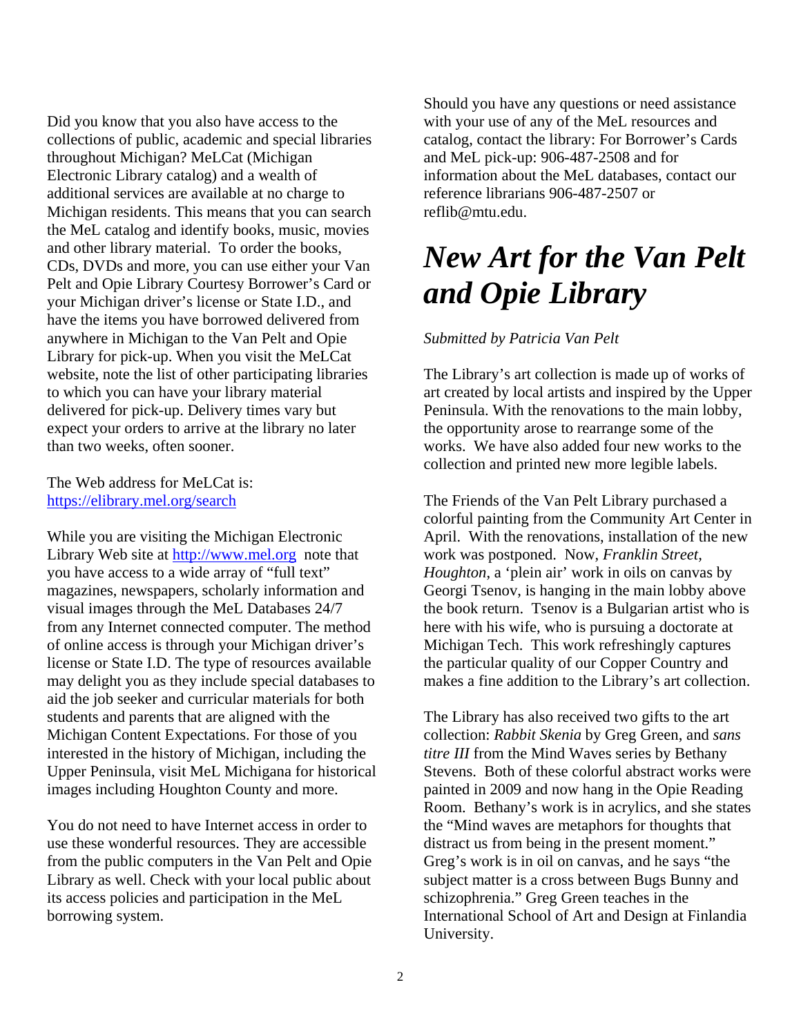Did you know that you also have access to the collections of public, academic and special libraries throughout Michigan? MeLCat (Michigan Electronic Library catalog) and a wealth of additional services are available at no charge to Michigan residents. This means that you can search the MeL catalog and identify books, music, movies and other library material. To order the books, CDs, DVDs and more, you can use either your Van Pelt and Opie Library Courtesy Borrower's Card or your Michigan driver's license or State I.D., and have the items you have borrowed delivered from anywhere in Michigan to the Van Pelt and Opie Library for pick-up. When you visit the MeLCat website, note the list of other participating libraries to which you can have your library material delivered for pick-up. Delivery times vary but expect your orders to arrive at the library no later than two weeks, often sooner.

The Web address for MeLCat is: [https://elibrary.mel.org/search](https://elibrary.mel.org/search)

While you are visiting the Michigan Electronic Library Web site at [http://www.mel.org](http://www.mel.org) note that you have access to a wide array of "full text" magazines, newspapers, scholarly information and visual images through the MeL Databases 24/7 from any Internet connected computer. The method of online access is through your Michigan driver's license or State I.D. The type of resources available may delight you as they include special databases to aid the job seeker and curricular materials for both students and parents that are aligned with the Michigan Content Expectations. For those of you interested in the history of Michigan, including the Upper Peninsula, visit MeL Michigana for historical images including Houghton County and more.

You do not need to have Internet access in order to use these wonderful resources. They are accessible from the public computers in the Van Pelt and Opie Library as well. Check with your local public about its access policies and participation in the MeL borrowing system.

Should you have any questions or need assistance with your use of any of the MeL resources and catalog, contact the library: For Borrower's Cards and MeL pick-up: 906-487-2508 and for information about the MeL databases, contact our reference librarians 906-487-2507 or reflib@mtu.edu.

# *New Art for the Van Pelt and Opie Library*

*Submitted by Patricia Van Pelt*

The Library's art collection is made up of works of art created by local artists and inspired by the Upper Peninsula. With the renovations to the main lobby, the opportunity arose to rearrange some of the works. We have also added four new works to the collection and printed new more legible labels.

The Friends of the Van Pelt Library purchased a colorful painting from the Community Art Center in April. With the renovations, installation of the new work was postponed. Now, *Franklin Street, Houghton*, a 'plein air' work in oils on canvas by Georgi Tsenov, is hanging in the main lobby above the book return. Tsenov is a Bulgarian artist who is here with his wife, who is pursuing a doctorate at Michigan Tech. This work refreshingly captures the particular quality of our Copper Country and makes a fine addition to the Library's art collection.

The Library has also received two gifts to the art collection: *Rabbit Skenia* by Greg Green, and *sans titre III* from the Mind Waves series by Bethany Stevens. Both of these colorful abstract works were painted in 2009 and now hang in the Opie Reading Room. Bethany's work is in acrylics, and she states the "Mind waves are metaphors for thoughts that distract us from being in the present moment." Greg's work is in oil on canvas, and he says "the subject matter is a cross between Bugs Bunny and schizophrenia." Greg Green teaches in the International School of Art and Design at Finlandia University.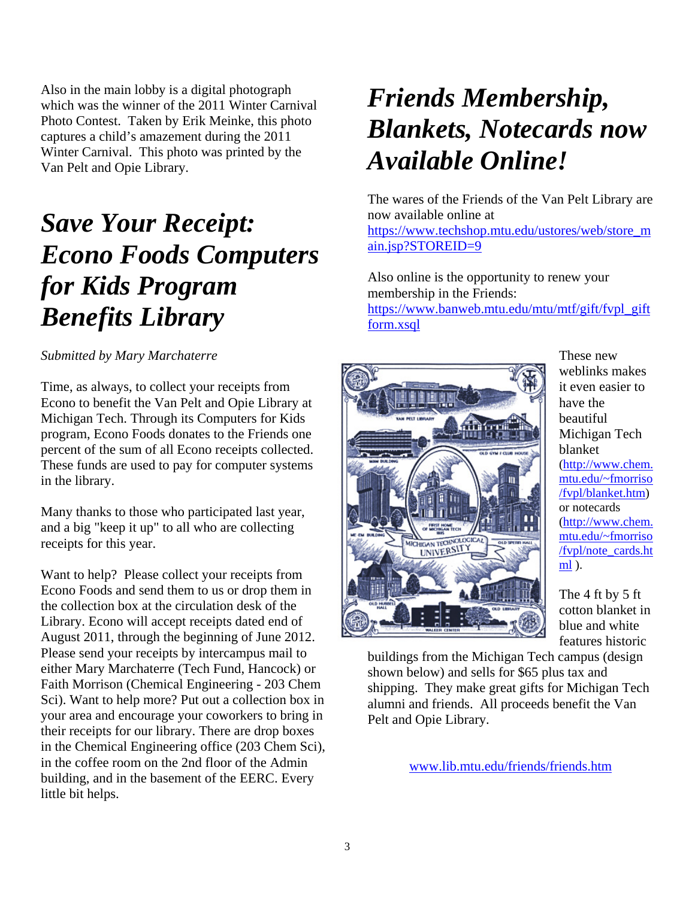Also in the main lobby is a digital photograph which was the winner of the 2011 Winter Carnival Photo Contest. Taken by Erik Meinke, this photo captures a child's amazement during the 2011 Winter Carnival. This photo was printed by the Van Pelt and Opie Library.

# *Save Your Receipt: Econo Foods Computers for Kids Program Benefits Library*

*Submitted by Mary Marchaterre*

Time, as always, to collect your receipts from Econo to benefit the Van Pelt and Opie Library at Michigan Tech. Through its Computers for Kids program, Econo Foods donates to the Friends one percent of the sum of all Econo receipts collected. These funds are used to pay for computer systems in the library.

Many thanks to those who participated last year, and a big "keep it up" to all who are collecting receipts for this year.

Want to help? Please collect your receipts from Econo Foods and send them to us or drop them in the collection box at the circulation desk of the Library. Econo will accept receipts dated end of August 2011, through the beginning of June 2012. Please send your receipts by intercampus mail to either Mary Marchaterre (Tech Fund, Hancock) or Faith Morrison (Chemical Engineering - 203 Chem Sci). Want to help more? Put out a collection box in your area and encourage your coworkers to bring in their receipts for our library. There are drop boxes in the Chemical Engineering office (203 Chem Sci), in the coffee room on the 2nd floor of the Admin building, and in the basement of the EERC. Every little bit helps.

# *Friends Membership, Blankets, Notecards now Available Online!*

The wares of the Friends of the Van Pelt Library are now available online at https://www.techshop.mtu.edu/ustores/web/store_main.jsp?STOREID=9

Also online is the opportunity to renew your membership in the Friends: https://www.banweb.mtu.edu/mtu/mtf/gift/fvpl_giftform.xsql

These new weblinks makes it even easier to have the beautiful Michigan Tech blanket (http://www.chem.mtu.edu/~fmorriso/fvpl/blanket.htm) or notecards (http://www.chem.mtu.edu/~fmorriso/fvpl/note_cards.html ).

The 4 ft by 5 ft cotton blanket in blue and white features historic buildings from the Michigan Tech campus (design shown below) and sells for $65 plus tax and shipping. They make great gifts for Michigan Tech alumni and friends. All proceeds benefit the Van Pelt and Opie Library.

www.lib.mtu.edu/friends/friends.htm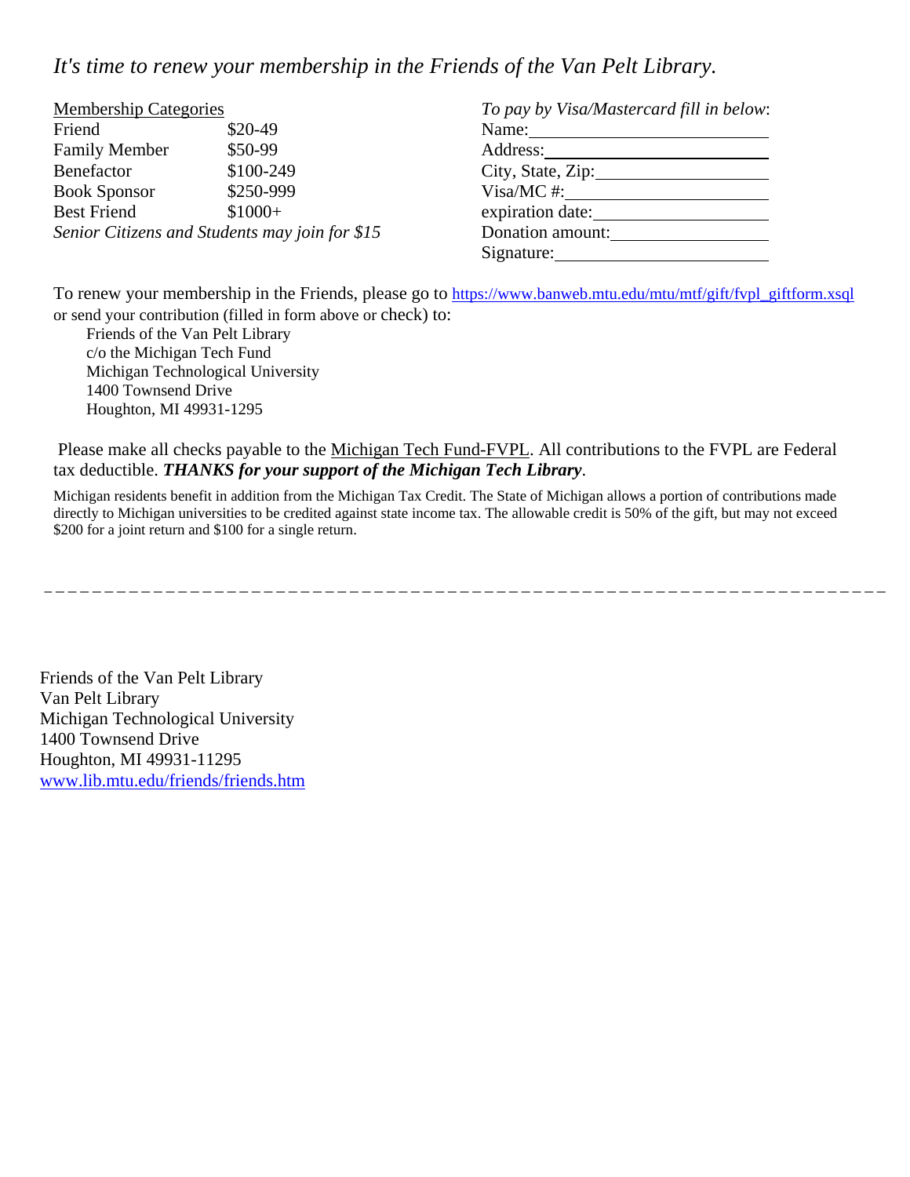*It's time to renew your membership in the Friends of the Van Pelt Library.*

<u>Membership Categories</u>

| | |
|---|---|
| Friend | $20-49 |
| Family Member | $50-99 |
| Benefactor | $100-249 |
| Book Sponsor | $250-999 |
| Best Friend | $1000+ |

*Senior Citizens and Students may join for $15*

*To pay by Visa/Mastercard fill in below*:

Name:\_\_\_\_\_\_\_\_\_\_\_\_\_\_\_\_\_\_\_\_\_\_\_\_

Address:\_\_\_\_\_\_\_\_\_\_\_\_\_\_\_\_\_\_\_\_\_\_\_\_

City, State, Zip:\_\_\_\_\_\_\_\_\_\_\_\_\_\_\_\_\_\_\_\_\_\_\_\_

Visa/MC #:\_\_\_\_\_\_\_\_\_\_\_\_\_\_\_\_\_\_\_\_\_\_\_\_

expiration date:\_\_\_\_\_\_\_\_\_\_\_\_\_\_\_\_\_\_\_\_\_\_\_\_

Donation amount:\_\_\_\_\_\_\_\_\_\_\_\_\_\_\_\_\_\_\_\_\_\_\_\_

Signature:\_\_\_\_\_\_\_\_\_\_\_\_\_\_\_\_\_\_\_\_\_\_\_\_

To renew your membership in the Friends, please go to https://www.banweb.mtu.edu/mtu/mtf/gift/fvpl_giftform.xsql or send your contribution (filled in form above or check) to:

Friends of the Van Pelt Library  
c/o the Michigan Tech Fund  
Michigan Technological University  
1400 Townsend Drive  
Houghton, MI 49931-1295

Please make all checks payable to the <u>Michigan Tech Fund-FVPL</u>. All contributions to the FVPL are Federal tax deductible. ***THANKS for your support of the Michigan Tech Library***.

Michigan residents benefit in addition from the Michigan Tax Credit. The State of Michigan allows a portion of contributions made directly to Michigan universities to be credited against state income tax. The allowable credit is 50% of the gift, but may not exceed $200 for a joint return and $100 for a single return.

---

Friends of the Van Pelt Library  
Van Pelt Library  
Michigan Technological University  
1400 Townsend Drive  
Houghton, MI 49931-11295  
www.lib.mtu.edu/friends/friends.htm